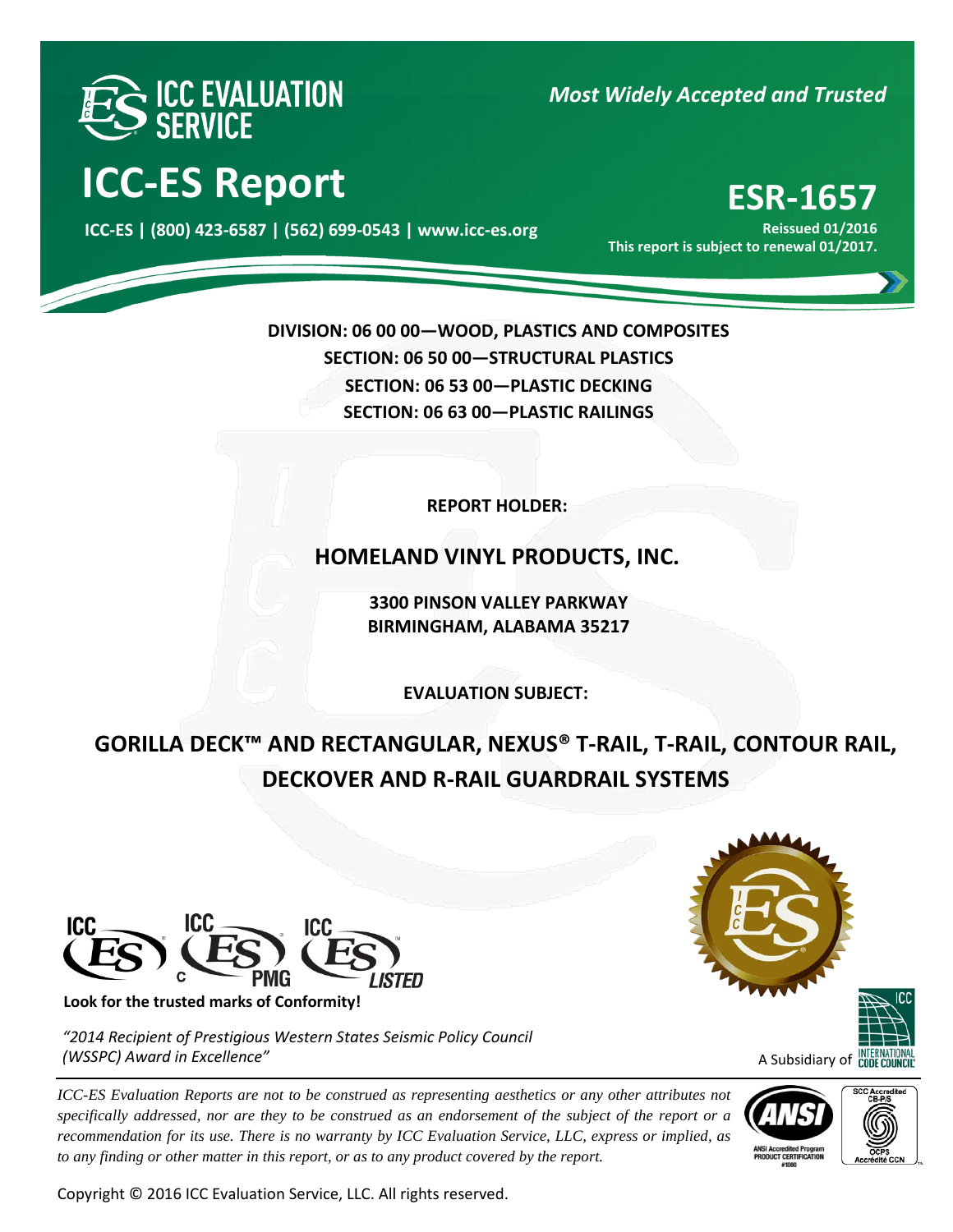ICC EVALUATION SERVICE

*Most Widely Accepted and Trusted*

# ICC-ES Report

**ICC-ES | (800) 423-6587 | (562) 699-0543 | www.icc-es.org**

# ESR-1657

**Reissued 01/2016**

**This report is subject to renewal 01/2017.**

**DIVISION: 06 00 00—WOOD, PLASTICS AND COMPOSITES**

**SECTION: 06 50 00—STRUCTURAL PLASTICS**

**SECTION: 06 53 00—PLASTIC DECKING**

**SECTION: 06 63 00—PLASTIC RAILINGS**

**REPORT HOLDER:**

## HOMELAND VINYL PRODUCTS, INC.

**3300 PINSON VALLEY PARKWAY**
**BIRMINGHAM, ALABAMA 35217**

**EVALUATION SUBJECT:**

## GORILLA DECK™ AND RECTANGULAR, NEXUS® T-RAIL, T-RAIL, CONTOUR RAIL, DECKOVER AND R-RAIL GUARDRAIL SYSTEMS

**Look for the trusted marks of Conformity!**

*"2014 Recipient of Prestigious Western States Seismic Policy Council (WSSPC) Award in Excellence"*

A Subsidiary of INTERNATIONAL CODE COUNCIL

*ICC-ES Evaluation Reports are not to be construed as representing aesthetics or any other attributes not specifically addressed, nor are they to be construed as an endorsement of the subject of the report or a recommendation for its use. There is no warranty by ICC Evaluation Service, LLC, express or implied, as to any finding or other matter in this report, or as to any product covered by the report.*

Copyright © 2016 ICC Evaluation Service, LLC. All rights reserved.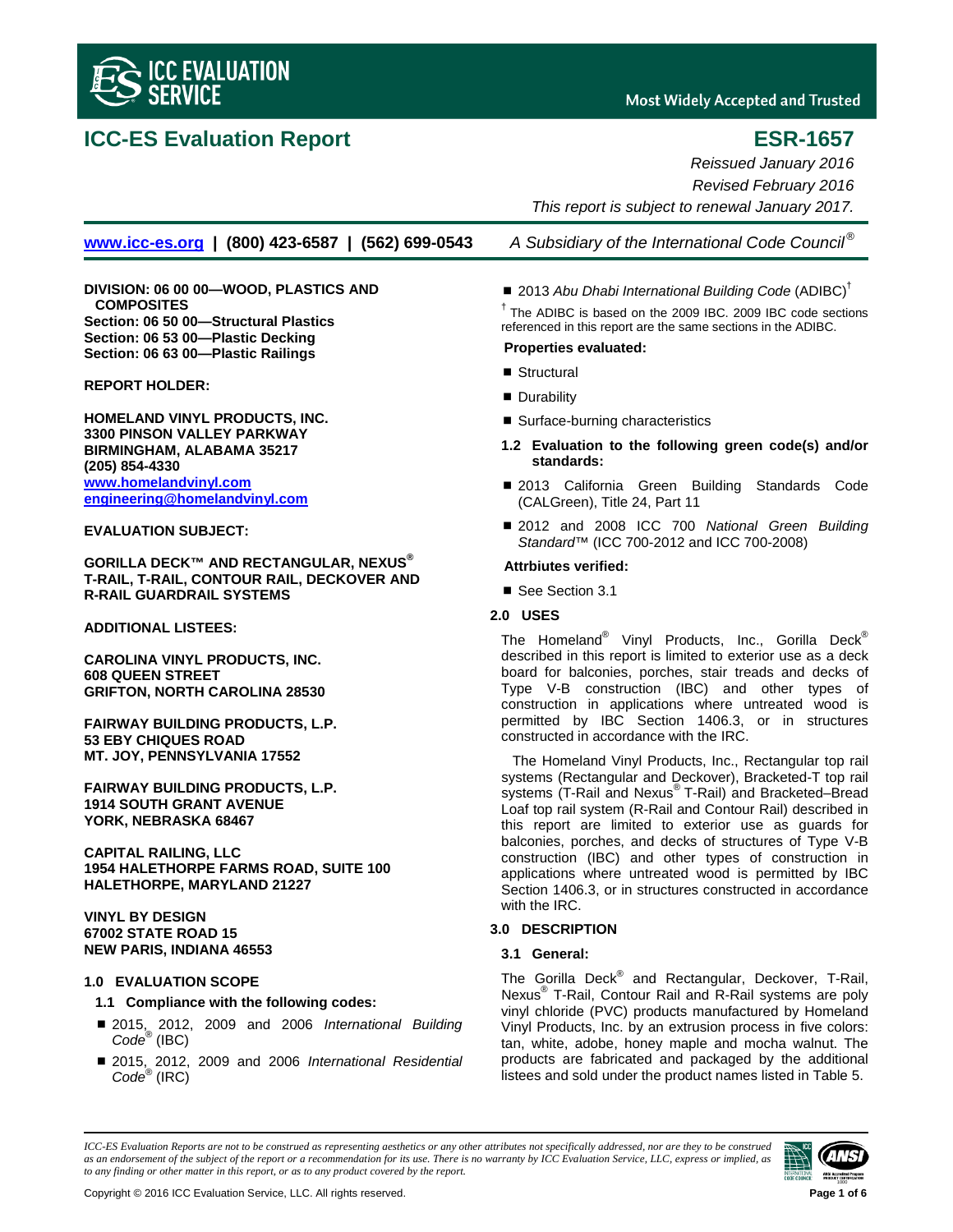# ICC-ES Evaluation Report

# ESR-1657

*Reissued January 2016*

*Revised February 2016*

*This report is subject to renewal January 2017.*

www.icc-es.org | (800) 423-6587 | (562) 699-0543 *A Subsidiary of the International Code Council®*

**DIVISION: 06 00 00—WOOD, PLASTICS AND COMPOSITES**
**Section: 06 50 00—Structural Plastics**
**Section: 06 53 00—Plastic Decking**
**Section: 06 63 00—Plastic Railings**

**REPORT HOLDER:**

**HOMELAND VINYL PRODUCTS, INC.**
**3300 PINSON VALLEY PARKWAY**
**BIRMINGHAM, ALABAMA 35217**
**(205) 854-4330**
**www.homelandvinyl.com**
**engineering@homelandvinyl.com**

**EVALUATION SUBJECT:**

**GORILLA DECK™ AND RECTANGULAR, NEXUS® T-RAIL, T-RAIL, CONTOUR RAIL, DECKOVER AND R-RAIL GUARDRAIL SYSTEMS**

**ADDITIONAL LISTEES:**

**CAROLINA VINYL PRODUCTS, INC.**
**608 QUEEN STREET**
**GRIFTON, NORTH CAROLINA 28530**

**FAIRWAY BUILDING PRODUCTS, L.P.**
**53 EBY CHIQUES ROAD**
**MT. JOY, PENNSYLVANIA 17552**

**FAIRWAY BUILDING PRODUCTS, L.P.**
**1914 SOUTH GRANT AVENUE**
**YORK, NEBRASKA 68467**

**CAPITAL RAILING, LLC**
**1954 HALETHORPE FARMS ROAD, SUITE 100**
**HALETHORPE, MARYLAND 21227**

**VINYL BY DESIGN**
**67002 STATE ROAD 15**
**NEW PARIS, INDIANA 46553**

## 1.0 EVALUATION SCOPE

### 1.1 Compliance with the following codes:

- 2015, 2012, 2009 and 2006 *International Building Code®* (IBC)
- 2015, 2012, 2009 and 2006 *International Residential Code®* (IRC)
- 2013 *Abu Dhabi International Building Code* (ADIBC)†

† The ADIBC is based on the 2009 IBC. 2009 IBC code sections referenced in this report are the same sections in the ADIBC.

**Properties evaluated:**

- Structural
- Durability
- Surface-burning characteristics

### 1.2 Evaluation to the following green code(s) and/or standards:

- 2013 California Green Building Standards Code (CALGreen), Title 24, Part 11
- 2012 and 2008 ICC 700 *National Green Building Standard*™ (ICC 700-2012 and ICC 700-2008)

**Attrbiutes verified:**

- See Section 3.1

## 2.0 USES

The Homeland® Vinyl Products, Inc., Gorilla Deck® described in this report is limited to exterior use as a deck board for balconies, porches, stair treads and decks of Type V-B construction (IBC) and other types of construction in applications where untreated wood is permitted by IBC Section 1406.3, or in structures constructed in accordance with the IRC.

The Homeland Vinyl Products, Inc., Rectangular top rail systems (Rectangular and Deckover), Bracketed-T top rail systems (T-Rail and Nexus® T-Rail) and Bracketed–Bread Loaf top rail system (R-Rail and Contour Rail) described in this report are limited to exterior use as guards for balconies, porches, and decks of structures of Type V-B construction (IBC) and other types of construction in applications where untreated wood is permitted by IBC Section 1406.3, or in structures constructed in accordance with the IRC.

## 3.0 DESCRIPTION

### 3.1 General:

The Gorilla Deck® and Rectangular, Deckover, T-Rail, Nexus® T-Rail, Contour Rail and R-Rail systems are poly vinyl chloride (PVC) products manufactured by Homeland Vinyl Products, Inc. by an extrusion process in five colors: tan, white, adobe, honey maple and mocha walnut. The products are fabricated and packaged by the additional listees and sold under the product names listed in Table 5.

*ICC-ES Evaluation Reports are not to be construed as representing aesthetics or any other attributes not specifically addressed, nor are they to be construed as an endorsement of the subject of the report or a recommendation for its use. There is no warranty by ICC Evaluation Service, LLC, express or implied, as to any finding or other matter in this report, or as to any product covered by the report.*

Copyright © 2016 ICC Evaluation Service, LLC. All rights reserved.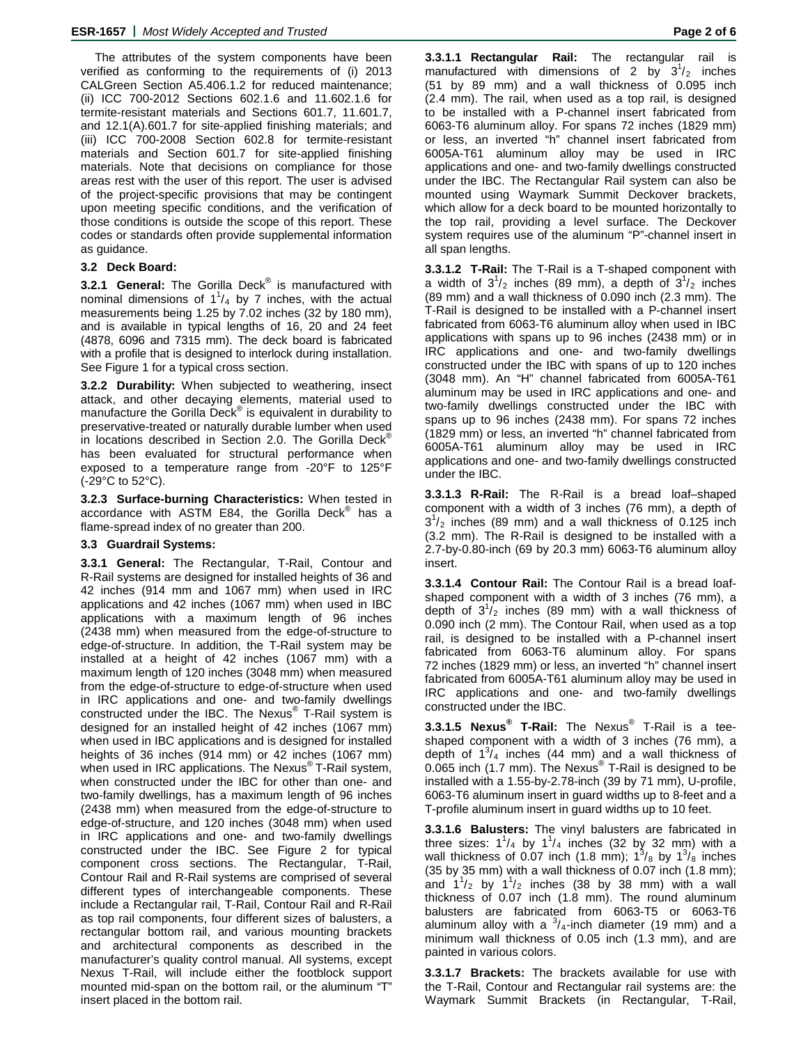The attributes of the system components have been verified as conforming to the requirements of (i) 2013 CALGreen Section A5.406.1.2 for reduced maintenance; (ii) ICC 700-2012 Sections 602.1.6 and 11.602.1.6 for termite-resistant materials and Sections 601.7, 11.601.7, and 12.1(A).601.7 for site-applied finishing materials; and (iii) ICC 700-2008 Section 602.8 for termite-resistant materials and Section 601.7 for site-applied finishing materials. Note that decisions on compliance for those areas rest with the user of this report. The user is advised of the project-specific provisions that may be contingent upon meeting specific conditions, and the verification of those conditions is outside the scope of this report. These codes or standards often provide supplemental information as guidance.

### 3.2 Deck Board:

**3.2.1 General:** The Gorilla Deck® is manufactured with nominal dimensions of $1^1/_4$ by 7 inches, with the actual measurements being 1.25 by 7.02 inches (32 by 180 mm), and is available in typical lengths of 16, 20 and 24 feet (4878, 6096 and 7315 mm). The deck board is fabricated with a profile that is designed to interlock during installation. See Figure 1 for a typical cross section.

**3.2.2 Durability:** When subjected to weathering, insect attack, and other decaying elements, material used to manufacture the Gorilla Deck® is equivalent in durability to preservative-treated or naturally durable lumber when used in locations described in Section 2.0. The Gorilla Deck® has been evaluated for structural performance when exposed to a temperature range from -20°F to 125°F (-29°C to 52°C).

**3.2.3 Surface-burning Characteristics:** When tested in accordance with ASTM E84, the Gorilla Deck® has a flame-spread index of no greater than 200.

### 3.3 Guardrail Systems:

**3.3.1 General:** The Rectangular, T-Rail, Contour and R-Rail systems are designed for installed heights of 36 and 42 inches (914 mm and 1067 mm) when used in IRC applications and 42 inches (1067 mm) when used in IBC applications with a maximum length of 96 inches (2438 mm) when measured from the edge-of-structure to edge-of-structure. In addition, the T-Rail system may be installed at a height of 42 inches (1067 mm) with a maximum length of 120 inches (3048 mm) when measured from the edge-of-structure to edge-of-structure when used in IRC applications and one- and two-family dwellings constructed under the IBC. The Nexus® T-Rail system is designed for an installed height of 42 inches (1067 mm) when used in IBC applications and is designed for installed heights of 36 inches (914 mm) or 42 inches (1067 mm) when used in IRC applications. The Nexus® T-Rail system, when constructed under the IBC for other than one- and two-family dwellings, has a maximum length of 96 inches (2438 mm) when measured from the edge-of-structure to edge-of-structure, and 120 inches (3048 mm) when used in IRC applications and one- and two-family dwellings constructed under the IBC. See Figure 2 for typical component cross sections. The Rectangular, T-Rail, Contour Rail and R-Rail systems are comprised of several different types of interchangeable components. These include a Rectangular rail, T-Rail, Contour Rail and R-Rail as top rail components, four different sizes of balusters, a rectangular bottom rail, and various mounting brackets and architectural components as described in the manufacturer's quality control manual. All systems, except Nexus T-Rail, will include either the footblock support mounted mid-span on the bottom rail, or the aluminum "T" insert placed in the bottom rail.

**3.3.1.1 Rectangular Rail:** The rectangular rail is manufactured with dimensions of 2 by $3^1/_2$ inches (51 by 89 mm) and a wall thickness of 0.095 inch (2.4 mm). The rail, when used as a top rail, is designed to be installed with a P-channel insert fabricated from 6063-T6 aluminum alloy. For spans 72 inches (1829 mm) or less, an inverted "h" channel insert fabricated from 6005A-T61 aluminum alloy may be used in IRC applications and one- and two-family dwellings constructed under the IBC. The Rectangular Rail system can also be mounted using Waymark Summit Deckover brackets, which allow for a deck board to be mounted horizontally to the top rail, providing a level surface. The Deckover system requires use of the aluminum "P"-channel insert in all span lengths.

**3.3.1.2 T-Rail:** The T-Rail is a T-shaped component with a width of $3^1/_2$ inches (89 mm), a depth of $3^1/_2$ inches (89 mm) and a wall thickness of 0.090 inch (2.3 mm). The T-Rail is designed to be installed with a P-channel insert fabricated from 6063-T6 aluminum alloy when used in IBC applications with spans up to 96 inches (2438 mm) or in IRC applications and one- and two-family dwellings constructed under the IBC with spans of up to 120 inches (3048 mm). An "H" channel fabricated from 6005A-T61 aluminum may be used in IRC applications and one- and two-family dwellings constructed under the IBC with spans up to 96 inches (2438 mm). For spans 72 inches (1829 mm) or less, an inverted "h" channel fabricated from 6005A-T61 aluminum alloy may be used in IRC applications and one- and two-family dwellings constructed under the IBC.

**3.3.1.3 R-Rail:** The R-Rail is a bread loaf–shaped component with a width of 3 inches (76 mm), a depth of $3^1/_2$ inches (89 mm) and a wall thickness of 0.125 inch (3.2 mm). The R-Rail is designed to be installed with a 2.7-by-0.80-inch (69 by 20.3 mm) 6063-T6 aluminum alloy insert.

**3.3.1.4 Contour Rail:** The Contour Rail is a bread loaf-shaped component with a width of 3 inches (76 mm), a depth of $3^1/_2$ inches (89 mm) with a wall thickness of 0.090 inch (2 mm). The Contour Rail, when used as a top rail, is designed to be installed with a P-channel insert fabricated from 6063-T6 aluminum alloy. For spans 72 inches (1829 mm) or less, an inverted "h" channel insert fabricated from 6005A-T61 aluminum alloy may be used in IRC applications and one- and two-family dwellings constructed under the IBC.

**3.3.1.5 Nexus® T-Rail:** The Nexus® T-Rail is a tee-shaped component with a width of 3 inches (76 mm), a depth of $1^3/_4$ inches (44 mm) and a wall thickness of 0.065 inch (1.7 mm). The Nexus® T-Rail is designed to be installed with a 1.55-by-2.78-inch (39 by 71 mm), U-profile, 6063-T6 aluminum insert in guard widths up to 8-feet and a T-profile aluminum insert in guard widths up to 10 feet.

**3.3.1.6 Balusters:** The vinyl balusters are fabricated in three sizes: $1^1/_4$ by $1^1/_4$ inches (32 by 32 mm) with a wall thickness of 0.07 inch (1.8 mm); $1^3/_8$ by $1^3/_8$ inches (35 by 35 mm) with a wall thickness of 0.07 inch (1.8 mm); and $1^1/_2$ by $1^1/_2$ inches (38 by 38 mm) with a wall thickness of 0.07 inch (1.8 mm). The round aluminum balusters are fabricated from 6063-T5 or 6063-T6 aluminum alloy with a $^3/_4$-inch diameter (19 mm) and a minimum wall thickness of 0.05 inch (1.3 mm), and are painted in various colors.

**3.3.1.7 Brackets:** The brackets available for use with the T-Rail, Contour and Rectangular rail systems are: the Waymark Summit Brackets (in Rectangular, T-Rail,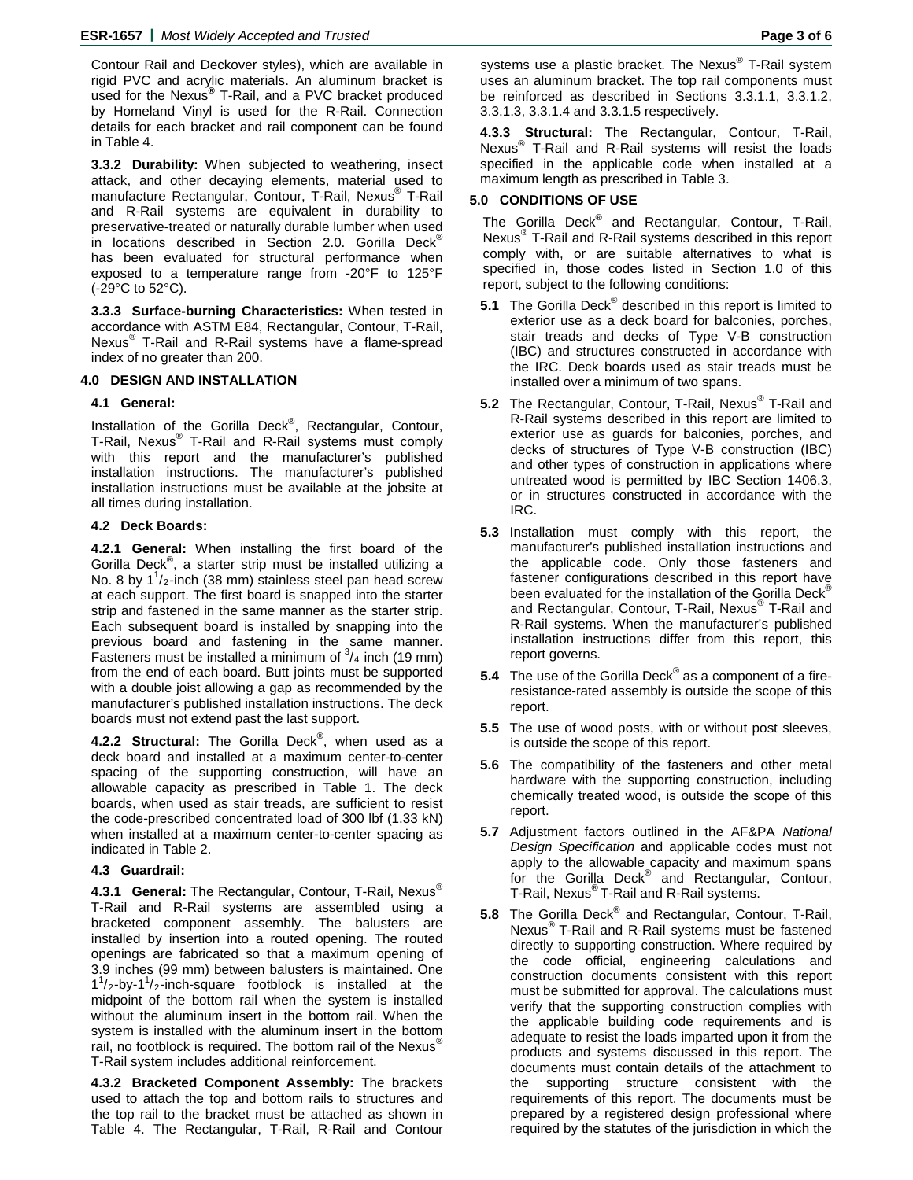Contour Rail and Deckover styles), which are available in rigid PVC and acrylic materials. An aluminum bracket is used for the Nexus® T-Rail, and a PVC bracket produced by Homeland Vinyl is used for the R-Rail. Connection details for each bracket and rail component can be found in Table 4.

**3.3.2 Durability:** When subjected to weathering, insect attack, and other decaying elements, material used to manufacture Rectangular, Contour, T-Rail, Nexus® T-Rail and R-Rail systems are equivalent in durability to preservative-treated or naturally durable lumber when used in locations described in Section 2.0. Gorilla Deck® has been evaluated for structural performance when exposed to a temperature range from -20°F to 125°F (-29°C to 52°C).

**3.3.3 Surface-burning Characteristics:** When tested in accordance with ASTM E84, Rectangular, Contour, T-Rail, Nexus® T-Rail and R-Rail systems have a flame-spread index of no greater than 200.

## 4.0 DESIGN AND INSTALLATION

### 4.1 General:

Installation of the Gorilla Deck®, Rectangular, Contour, T-Rail, Nexus® T-Rail and R-Rail systems must comply with this report and the manufacturer's published installation instructions. The manufacturer's published installation instructions must be available at the jobsite at all times during installation.

### 4.2 Deck Boards:

**4.2.1 General:** When installing the first board of the Gorilla Deck®, a starter strip must be installed utilizing a No. 8 by $1^1/_2$-inch (38 mm) stainless steel pan head screw at each support. The first board is snapped into the starter strip and fastened in the same manner as the starter strip. Each subsequent board is installed by snapping into the previous board and fastening in the same manner. Fasteners must be installed a minimum of $^3/_4$ inch (19 mm) from the end of each board. Butt joints must be supported with a double joist allowing a gap as recommended by the manufacturer's published installation instructions. The deck boards must not extend past the last support.

**4.2.2 Structural:** The Gorilla Deck®, when used as a deck board and installed at a maximum center-to-center spacing of the supporting construction, will have an allowable capacity as prescribed in Table 1. The deck boards, when used as stair treads, are sufficient to resist the code-prescribed concentrated load of 300 lbf (1.33 kN) when installed at a maximum center-to-center spacing as indicated in Table 2.

### 4.3 Guardrail:

**4.3.1 General:** The Rectangular, Contour, T-Rail, Nexus® T-Rail and R-Rail systems are assembled using a bracketed component assembly. The balusters are installed by insertion into a routed opening. The routed openings are fabricated so that a maximum opening of 3.9 inches (99 mm) between balusters is maintained. One $1^1/_2$-by-$1^1/_2$-inch-square footblock is installed at the midpoint of the bottom rail when the system is installed without the aluminum insert in the bottom rail. When the system is installed with the aluminum insert in the bottom rail, no footblock is required. The bottom rail of the Nexus® T-Rail system includes additional reinforcement.

**4.3.2 Bracketed Component Assembly:** The brackets used to attach the top and bottom rails to structures and the top rail to the bracket must be attached as shown in Table 4. The Rectangular, T-Rail, R-Rail and Contour systems use a plastic bracket. The Nexus® T-Rail system uses an aluminum bracket. The top rail components must be reinforced as described in Sections 3.3.1.1, 3.3.1.2, 3.3.1.3, 3.3.1.4 and 3.3.1.5 respectively.

**4.3.3 Structural:** The Rectangular, Contour, T-Rail, Nexus® T-Rail and R-Rail systems will resist the loads specified in the applicable code when installed at a maximum length as prescribed in Table 3.

## 5.0 CONDITIONS OF USE

The Gorilla Deck® and Rectangular, Contour, T-Rail, Nexus® T-Rail and R-Rail systems described in this report comply with, or are suitable alternatives to what is specified in, those codes listed in Section 1.0 of this report, subject to the following conditions:

**5.1** The Gorilla Deck® described in this report is limited to exterior use as a deck board for balconies, porches, stair treads and decks of Type V-B construction (IBC) and structures constructed in accordance with the IRC. Deck boards used as stair treads must be installed over a minimum of two spans.

**5.2** The Rectangular, Contour, T-Rail, Nexus® T-Rail and R-Rail systems described in this report are limited to exterior use as guards for balconies, porches, and decks of structures of Type V-B construction (IBC) and other types of construction in applications where untreated wood is permitted by IBC Section 1406.3, or in structures constructed in accordance with the IRC.

**5.3** Installation must comply with this report, the manufacturer's published installation instructions and the applicable code. Only those fasteners and fastener configurations described in this report have been evaluated for the installation of the Gorilla Deck® and Rectangular, Contour, T-Rail, Nexus® T-Rail and R-Rail systems. When the manufacturer's published installation instructions differ from this report, this report governs.

**5.4** The use of the Gorilla Deck® as a component of a fire-resistance-rated assembly is outside the scope of this report.

**5.5** The use of wood posts, with or without post sleeves, is outside the scope of this report.

**5.6** The compatibility of the fasteners and other metal hardware with the supporting construction, including chemically treated wood, is outside the scope of this report.

**5.7** Adjustment factors outlined in the AF&PA *National Design Specification* and applicable codes must not apply to the allowable capacity and maximum spans for the Gorilla Deck® and Rectangular, Contour, T-Rail, Nexus® T-Rail and R-Rail systems.

**5.8** The Gorilla Deck® and Rectangular, Contour, T-Rail, Nexus® T-Rail and R-Rail systems must be fastened directly to supporting construction. Where required by the code official, engineering calculations and construction documents consistent with this report must be submitted for approval. The calculations must verify that the supporting construction complies with the applicable building code requirements and is adequate to resist the loads imparted upon it from the products and systems discussed in this report. The documents must contain details of the attachment to the supporting structure consistent with the requirements of this report. The documents must be prepared by a registered design professional where required by the statutes of the jurisdiction in which the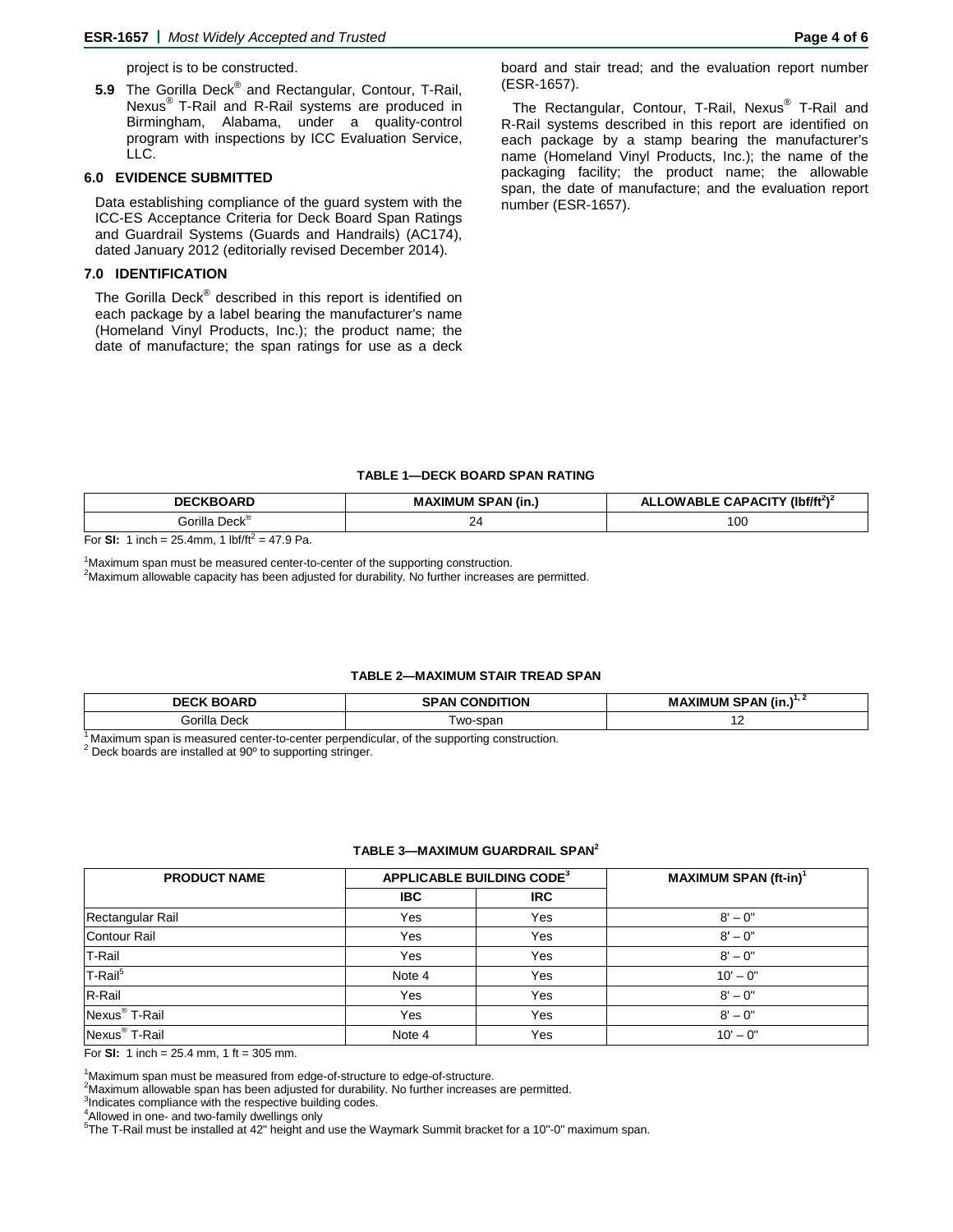project is to be constructed.

**5.9** The Gorilla Deck® and Rectangular, Contour, T-Rail, Nexus® T-Rail and R-Rail systems are produced in Birmingham, Alabama, under a quality-control program with inspections by ICC Evaluation Service, LLC.

## 6.0 EVIDENCE SUBMITTED

Data establishing compliance of the guard system with the ICC-ES Acceptance Criteria for Deck Board Span Ratings and Guardrail Systems (Guards and Handrails) (AC174), dated January 2012 (editorially revised December 2014).

## 7.0 IDENTIFICATION

The Gorilla Deck® described in this report is identified on each package by a label bearing the manufacturer's name (Homeland Vinyl Products, Inc.); the product name; the date of manufacture; the span ratings for use as a deck board and stair tread; and the evaluation report number (ESR-1657).

The Rectangular, Contour, T-Rail, Nexus® T-Rail and R-Rail systems described in this report are identified on each package by a stamp bearing the manufacturer's name (Homeland Vinyl Products, Inc.); the name of the packaging facility; the product name; the allowable span, the date of manufacture; and the evaluation report number (ESR-1657).

**TABLE 1—DECK BOARD SPAN RATING**

| DECKBOARD | MAXIMUM SPAN (in.) | ALLOWABLE CAPACITY ($lbf/ft^2$)[2] |
|---|---|---|
| Gorilla Deck® | 24 | 100 |

For **SI:** 1 inch = 25.4mm, 1 $lbf/ft^2$ = 47.9 Pa.

[1]Maximum span must be measured center-to-center of the supporting construction.
[2]Maximum allowable capacity has been adjusted for durability. No further increases are permitted.

**TABLE 2—MAXIMUM STAIR TREAD SPAN**

| DECK BOARD | SPAN CONDITION | MAXIMUM SPAN (in.)[1, 2] |
|---|---|---|
| Gorilla Deck | Two-span | 12 |

[1] Maximum span is measured center-to-center perpendicular, of the supporting construction.
[2] Deck boards are installed at 90º to supporting stringer.

**TABLE 3—MAXIMUM GUARDRAIL SPAN[2]**

| PRODUCT NAME | APPLICABLE BUILDING CODE[3] | | MAXIMUM SPAN (ft-in)[1] |
|---|---|---|---|
| | IBC | IRC | |
| Rectangular Rail | Yes | Yes | 8' – 0" |
| Contour Rail | Yes | Yes | 8' – 0" |
| T-Rail | Yes | Yes | 8' – 0" |
| T-Rail[5] | Note 4 | Yes | 10' – 0" |
| R-Rail | Yes | Yes | 8' – 0" |
| Nexus® T-Rail | Yes | Yes | 8' – 0" |
| Nexus® T-Rail | Note 4 | Yes | 10' – 0" |

For **SI:** 1 inch = 25.4 mm, 1 ft = 305 mm.

[1]Maximum span must be measured from edge-of-structure to edge-of-structure.
[2]Maximum allowable span has been adjusted for durability. No further increases are permitted.
[3]Indicates compliance with the respective building codes.
[4]Allowed in one- and two-family dwellings only
[5]The T-Rail must be installed at 42" height and use the Waymark Summit bracket for a 10"-0" maximum span.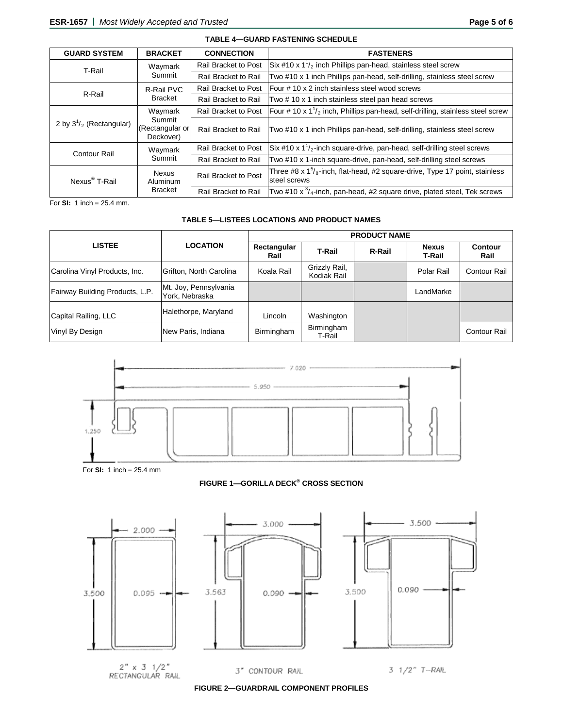**TABLE 4—GUARD FASTENING SCHEDULE**

| GUARD SYSTEM | BRACKET | CONNECTION | FASTENERS |
|---|---|---|---|
| T-Rail | Waymark Summit | Rail Bracket to Post | Six #10 x $1^1/_2$ inch Phillips pan-head, stainless steel screw |
| | | Rail Bracket to Rail | Two #10 x 1 inch Phillips pan-head, self-drilling, stainless steel screw |
| R-Rail | R-Rail PVC Bracket | Rail Bracket to Post | Four # 10 x 2 inch stainless steel wood screws |
| | | Rail Bracket to Rail | Two # 10 x 1 inch stainless steel pan head screws |
| 2 by $3^1/_2$ (Rectangular) | Waymark Summit (Rectangular or Deckover) | Rail Bracket to Post | Four # 10 x $1^1/_2$ inch, Phillips pan-head, self-drilling, stainless steel screw |
| | | Rail Bracket to Rail | Two #10 x 1 inch Phillips pan-head, self-drilling, stainless steel screw |
| Contour Rail | Waymark Summit | Rail Bracket to Post | Six #10 x $1^1/_2$-inch square-drive, pan-head, self-drilling steel screws |
| | | Rail Bracket to Rail | Two #10 x 1-inch square-drive, pan-head, self-drilling steel screws |
| Nexus® T-Rail | Nexus Aluminum Bracket | Rail Bracket to Post | Three #8 x $1^5/_8$-inch, flat-head, #2 square-drive, Type 17 point, stainless steel screws |
| | | Rail Bracket to Rail | Two #10 x $^3/_4$-inch, pan-head, #2 square drive, plated steel, Tek screws |

For **SI:** 1 inch = 25.4 mm.

**TABLE 5—LISTEES LOCATIONS AND PRODUCT NAMES**

| LISTEE | LOCATION | PRODUCT NAME | | | | |
|---|---|---|---|---|---|---|
| | | Rectangular Rail | T-Rail | R-Rail | Nexus T-Rail | Contour Rail |
| Carolina Vinyl Products, Inc. | Grifton, North Carolina | Koala Rail | Grizzly Rail, Kodiak Rail | | Polar Rail | Contour Rail |
| Fairway Building Products, L.P. | Mt. Joy, Pennsylvania York, Nebraska | | | | LandMarke | |
| Capital Railing, LLC | Halethorpe, Maryland | Lincoln | Washington | | | |
| Vinyl By Design | New Paris, Indiana | Birmingham | Birmingham T-Rail | | | Contour Rail |

For **SI:** 1 inch = 25.4 mm

**FIGURE 1—GORILLA DECK® CROSS SECTION**

**FIGURE 2—GUARDRAIL COMPONENT PROFILES**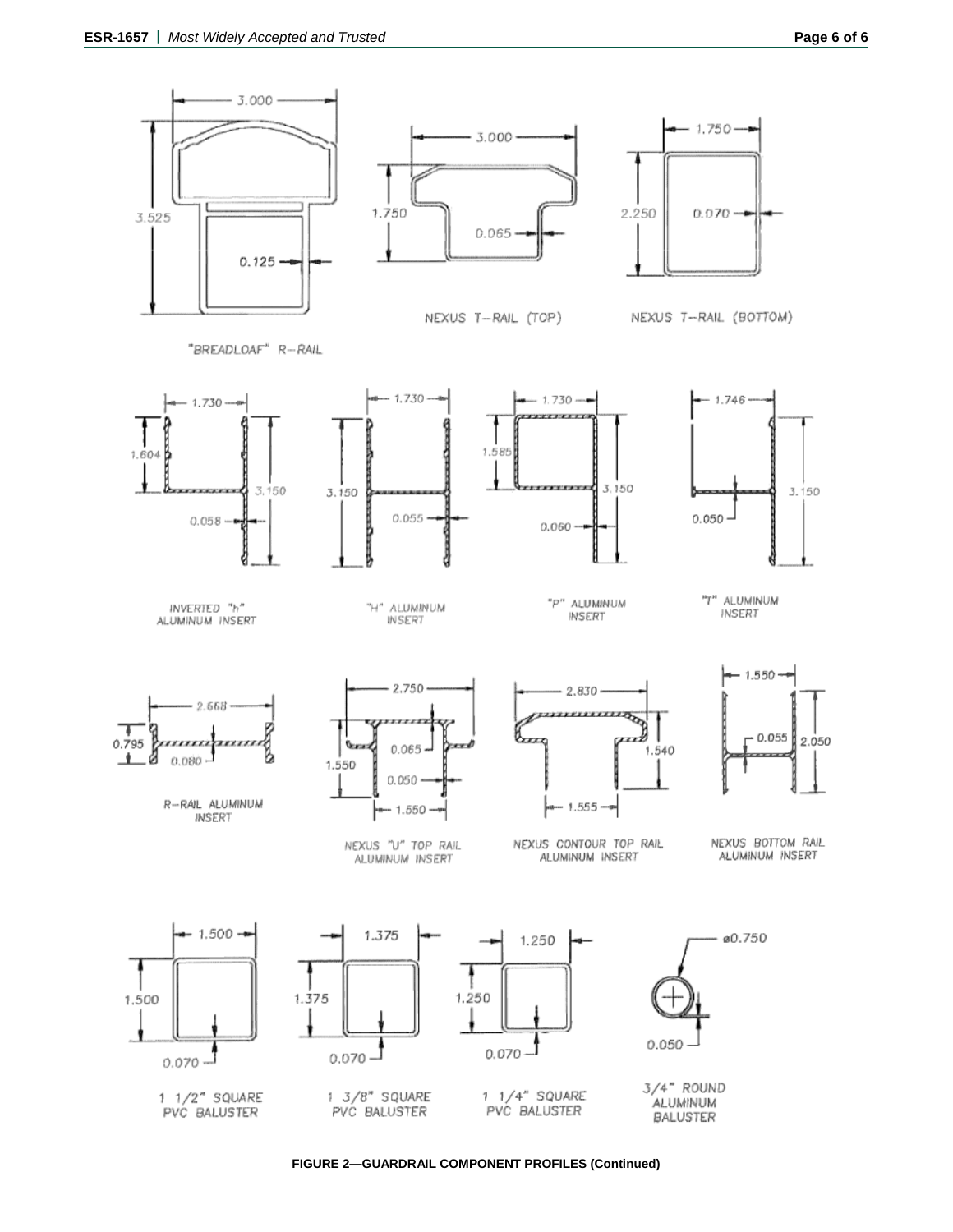3.000

3.525

0.125

"BREADLOAF" R-RAIL

3.000

1.750

0.065

NEXUS T-RAIL (TOP)

1.750

2.250

0.070

NEXUS T-RAIL (BOTTOM)

1.730

1.604

3.150

0.058

INVERTED "h" ALUMINUM INSERT

1.730

3.150

0.055

"H" ALUMINUM INSERT

1.730

1.585

3.150

0.060

"P" ALUMINUM INSERT

1.746

3.150

0.050

"T" ALUMINUM INSERT

2.668

0.795

0.080

R-RAIL ALUMINUM INSERT

2.750

1.550

0.065

0.050

1.550

NEXUS "U" TOP RAIL ALUMINUM INSERT

2.830

1.540

1.555

NEXUS CONTOUR TOP RAIL ALUMINUM INSERT

1.550

0.055

2.050

NEXUS BOTTOM RAIL ALUMINUM INSERT

1.500

1.500

0.070

1 1/2" SQUARE PVC BALUSTER

1.375

1.375

0.070

1 3/8" SQUARE PVC BALUSTER

1.250

1.250

0.070

1 1/4" SQUARE PVC BALUSTER

ø0.750

0.050

3/4" ROUND ALUMINUM BALUSTER

**FIGURE 2—GUARDRAIL COMPONENT PROFILES (Continued)**